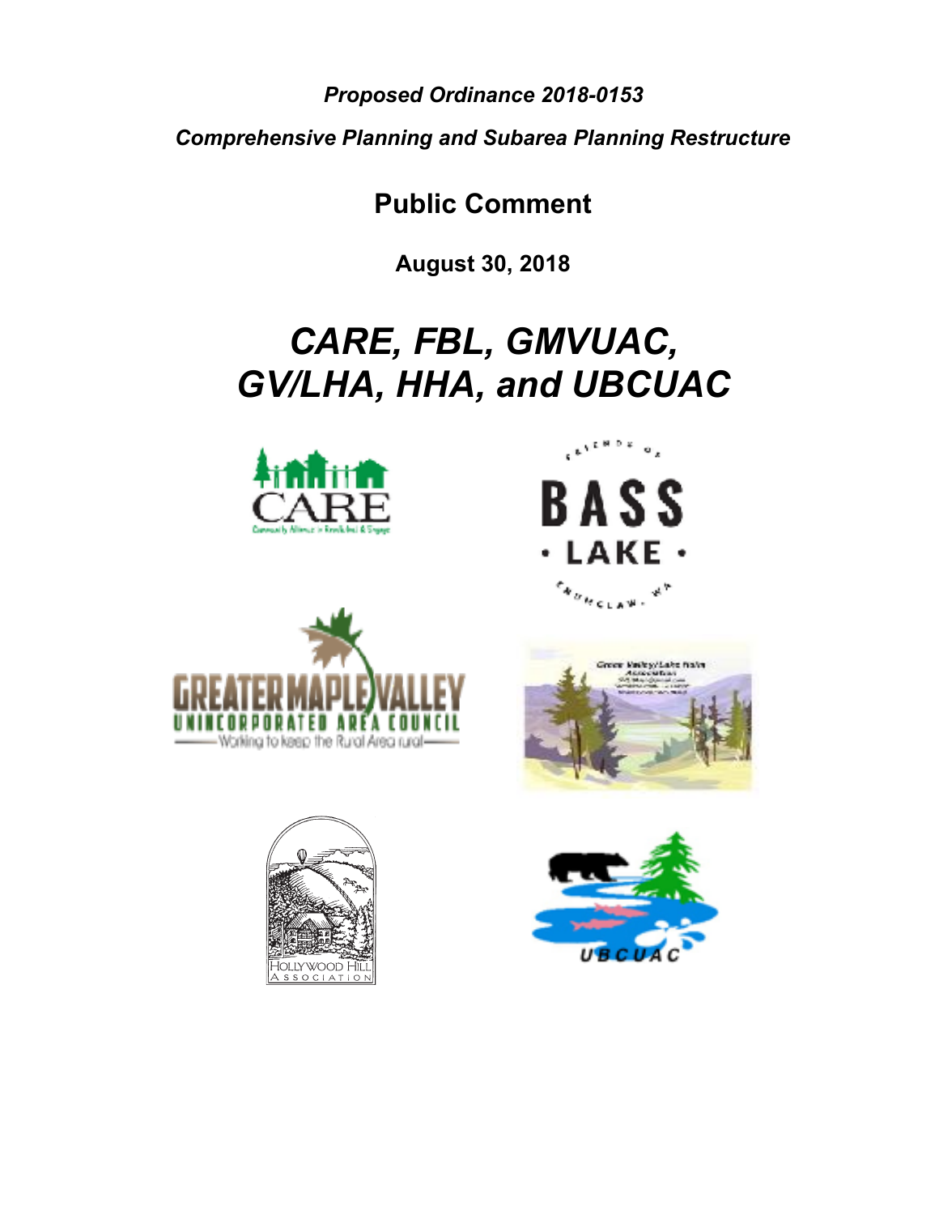*Proposed Ordinance 2018-0153*

*Comprehensive Planning and Subarea Planning Restructure*

## Public Comment

**August 30, 2018**

# *CARE, FBL, GMVUAC, GV/LHA, HHA, and UBCUAC*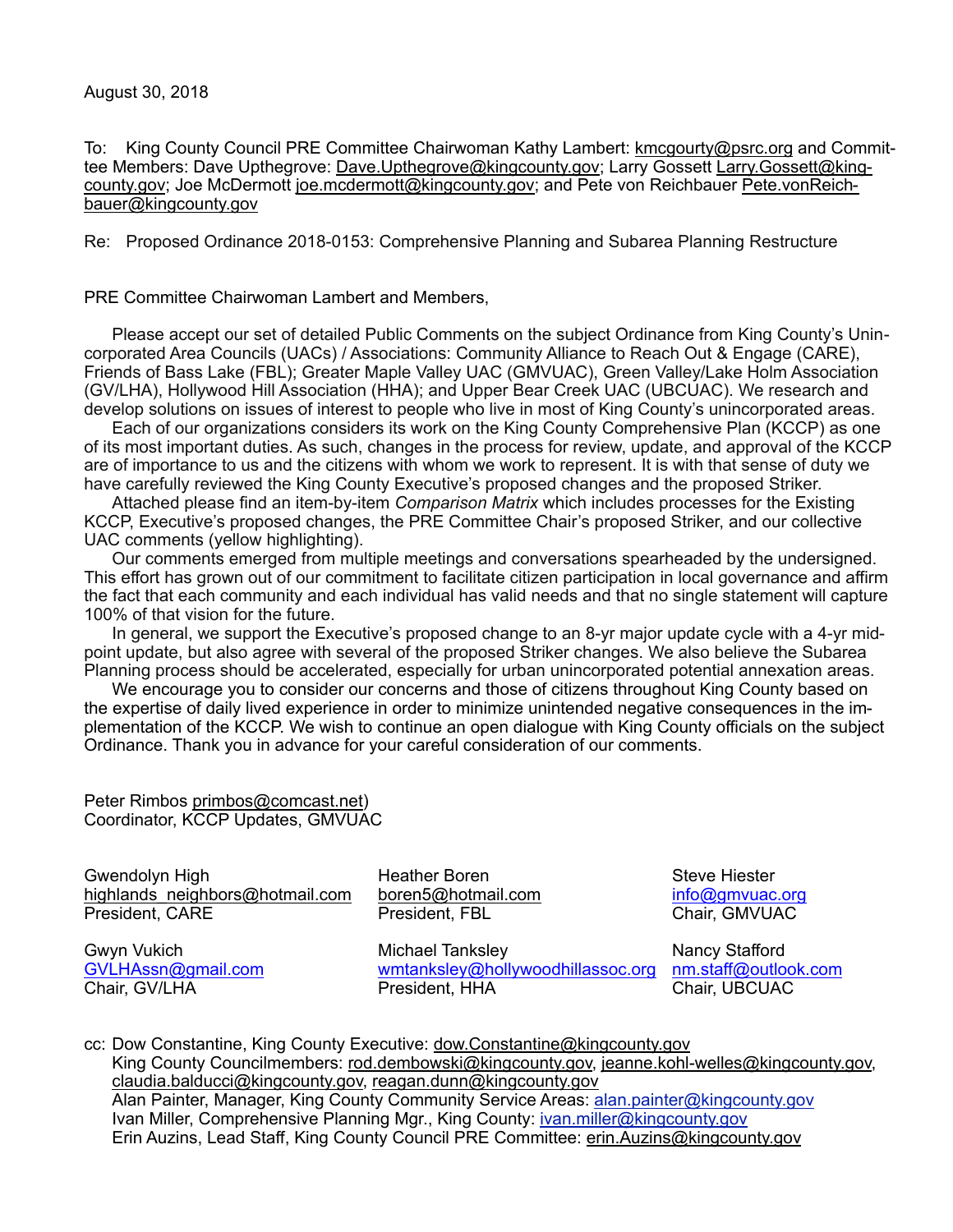August 30, 2018

To: King County Council PRE Committee Chairwoman Kathy Lambert: kmcgourty@psrc.org and Committee Members: Dave Upthegrove: Dave.Upthegrove@kingcounty.gov; Larry Gossett Larry.Gossett@kingcounty.gov; Joe McDermott joe.mcdermott@kingcounty.gov; and Pete von Reichbauer Pete.vonReichbauer@kingcounty.gov

Re: Proposed Ordinance 2018-0153: Comprehensive Planning and Subarea Planning Restructure

PRE Committee Chairwoman Lambert and Members,

Please accept our set of detailed Public Comments on the subject Ordinance from King County's Unincorporated Area Councils (UACs) / Associations: Community Alliance to Reach Out & Engage (CARE), Friends of Bass Lake (FBL); Greater Maple Valley UAC (GMVUAC), Green Valley/Lake Holm Association (GV/LHA), Hollywood Hill Association (HHA); and Upper Bear Creek UAC (UBCUAC). We research and develop solutions on issues of interest to people who live in most of King County's unincorporated areas.

Each of our organizations considers its work on the King County Comprehensive Plan (KCCP) as one of its most important duties. As such, changes in the process for review, update, and approval of the KCCP are of importance to us and the citizens with whom we work to represent. It is with that sense of duty we have carefully reviewed the King County Executive's proposed changes and the proposed Striker.

Attached please find an item-by-item *Comparison Matrix* which includes processes for the Existing KCCP, Executive's proposed changes, the PRE Committee Chair's proposed Striker, and our collective UAC comments (yellow highlighting).

Our comments emerged from multiple meetings and conversations spearheaded by the undersigned. This effort has grown out of our commitment to facilitate citizen participation in local governance and affirm the fact that each community and each individual has valid needs and that no single statement will capture 100% of that vision for the future.

In general, we support the Executive's proposed change to an 8-yr major update cycle with a 4-yr midpoint update, but also agree with several of the proposed Striker changes. We also believe the Subarea Planning process should be accelerated, especially for urban unincorporated potential annexation areas.

We encourage you to consider our concerns and those of citizens throughout King County based on the expertise of daily lived experience in order to minimize unintended negative consequences in the implementation of the KCCP. We wish to continue an open dialogue with King County officials on the subject Ordinance. Thank you in advance for your careful consideration of our comments.

Peter Rimbos primbos@comcast.net)
Coordinator, KCCP Updates, GMVUAC

Gwendolyn High
highlands_neighbors@hotmail.com
President, CARE

Heather Boren
boren5@hotmail.com
President, FBL

Steve Hiester
info@gmvuac.org
Chair, GMVUAC

Gwyn Vukich
GVLHAssn@gmail.com
Chair, GV/LHA

Michael Tanksley
wmtanksley@hollywoodhillassoc.org
President, HHA

Nancy Stafford
nm.staff@outlook.com
Chair, UBCUAC

cc: Dow Constantine, King County Executive: dow.Constantine@kingcounty.gov
King County Councilmembers: rod.dembowski@kingcounty.gov, jeanne.kohl-welles@kingcounty.gov, claudia.balducci@kingcounty.gov, reagan.dunn@kingcounty.gov
Alan Painter, Manager, King County Community Service Areas: alan.painter@kingcounty.gov
Ivan Miller, Comprehensive Planning Mgr., King County: ivan.miller@kingcounty.gov
Erin Auzins, Lead Staff, King County Council PRE Committee: erin.Auzins@kingcounty.gov